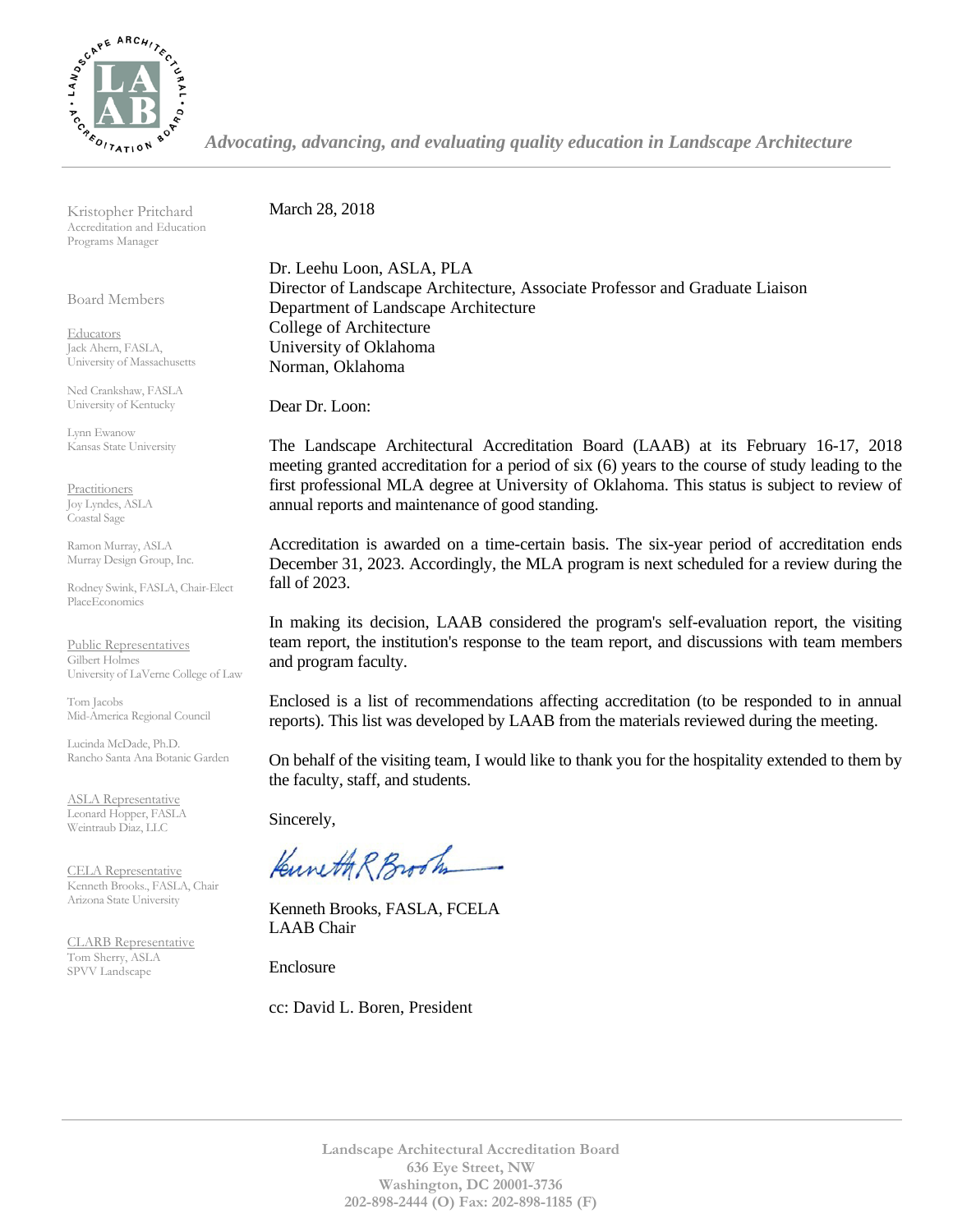*Advocating, advancing, and evaluating quality education in Landscape Architecture*

Kristopher Pritchard
Accreditation and Education Programs Manager

Board Members

Educators
Jack Ahern, FASLA, University of Massachusetts

Ned Crankshaw, FASLA
University of Kentucky

Lynn Ewanow
Kansas State University

Practitioners
Joy Lyndes, ASLA
Coastal Sage

Ramon Murray, ASLA
Murray Design Group, Inc.

Rodney Swink, FASLA, Chair-Elect
PlaceEconomics

Public Representatives
Gilbert Holmes
University of LaVerne College of Law

Tom Jacobs
Mid-America Regional Council

Lucinda McDade, Ph.D.
Rancho Santa Ana Botanic Garden

ASLA Representative
Leonard Hopper, FASLA
Weintraub Diaz, LLC

CELA Representative
Kenneth Brooks., FASLA, Chair
Arizona State University

CLARB Representative
Tom Sherry, ASLA
SPVV Landscape

March 28, 2018

Dr. Leehu Loon, ASLA, PLA
Director of Landscape Architecture, Associate Professor and Graduate Liaison
Department of Landscape Architecture
College of Architecture
University of Oklahoma
Norman, Oklahoma

Dear Dr. Loon:

The Landscape Architectural Accreditation Board (LAAB) at its February 16-17, 2018 meeting granted accreditation for a period of six (6) years to the course of study leading to the first professional MLA degree at University of Oklahoma. This status is subject to review of annual reports and maintenance of good standing.

Accreditation is awarded on a time-certain basis. The six-year period of accreditation ends December 31, 2023. Accordingly, the MLA program is next scheduled for a review during the fall of 2023.

In making its decision, LAAB considered the program's self-evaluation report, the visiting team report, the institution's response to the team report, and discussions with team members and program faculty.

Enclosed is a list of recommendations affecting accreditation (to be responded to in annual reports). This list was developed by LAAB from the materials reviewed during the meeting.

On behalf of the visiting team, I would like to thank you for the hospitality extended to them by the faculty, staff, and students.

Sincerely,

Kenneth R Brooks

Kenneth Brooks, FASLA, FCELA
LAAB Chair

Enclosure

cc: David L. Boren, President

Landscape Architectural Accreditation Board
636 Eye Street, NW
Washington, DC 20001-3736
202-898-2444 (O) Fax: 202-898-1185 (F)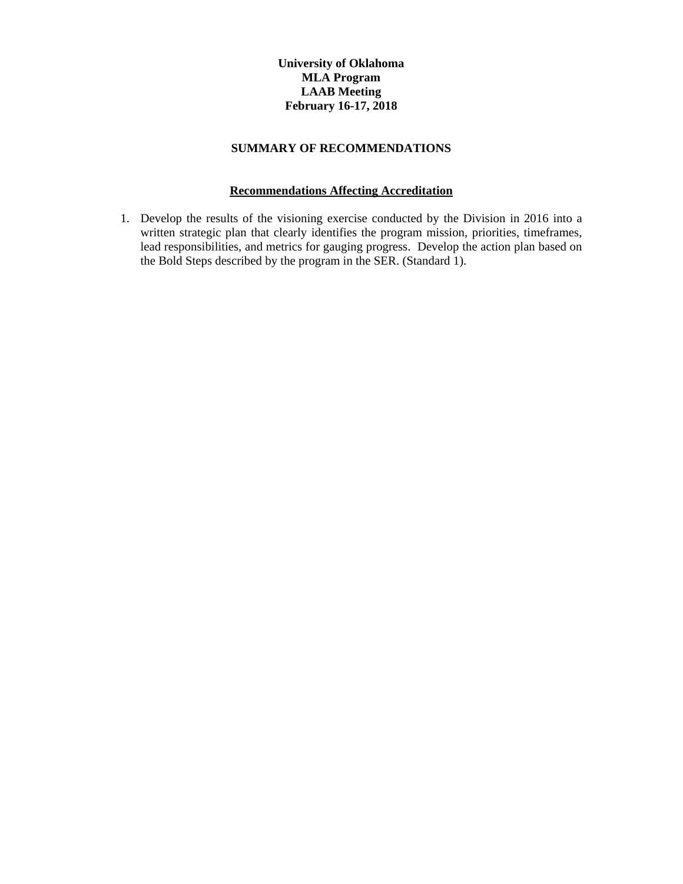**University of Oklahoma**
**MLA Program**
**LAAB Meeting**
**February 16-17, 2018**

## SUMMARY OF RECOMMENDATIONS

### Recommendations Affecting Accreditation

1. Develop the results of the visioning exercise conducted by the Division in 2016 into a written strategic plan that clearly identifies the program mission, priorities, timeframes, lead responsibilities, and metrics for gauging progress. Develop the action plan based on the Bold Steps described by the program in the SER. (Standard 1).